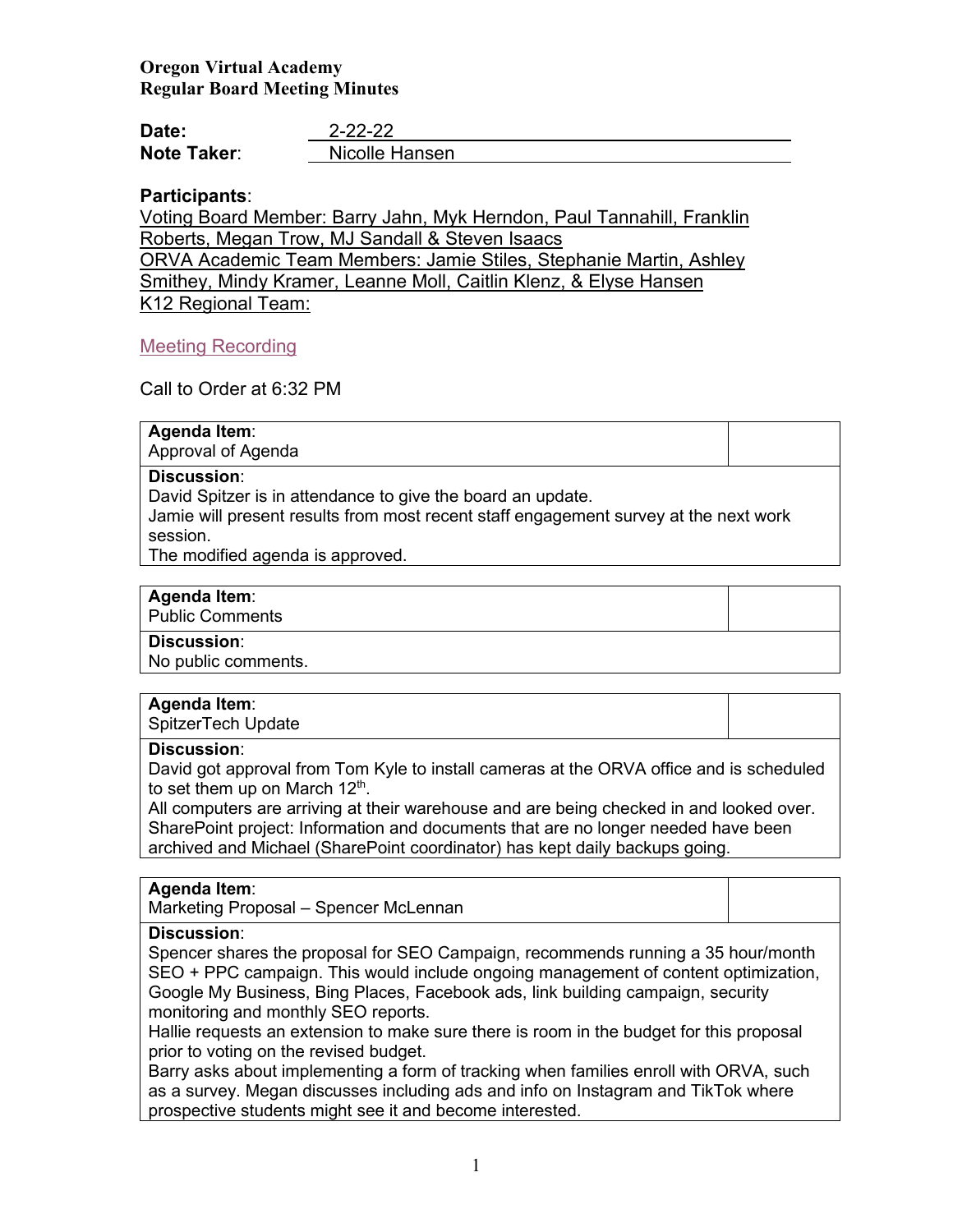**Oregon Virtual Academy**
**Regular Board Meeting Minutes**

**Date:** 2-22-22
**Note Taker:** Nicolle Hansen

**Participants**:
Voting Board Member: Barry Jahn, Myk Herndon, Paul Tannahill, Franklin Roberts, Megan Trow, MJ Sandall & Steven Isaacs
ORVA Academic Team Members: Jamie Stiles, Stephanie Martin, Ashley Smithey, Mindy Kramer, Leanne Moll, Caitlin Klenz, & Elyse Hansen
K12 Regional Team:

Meeting Recording

Call to Order at 6:32 PM

| **Agenda Item**: Approval of Agenda | |
|---|---|
| **Discussion**: David Spitzer is in attendance to give the board an update. Jamie will present results from most recent staff engagement survey at the next work session. The modified agenda is approved. | |

| **Agenda Item**: Public Comments | |
|---|---|
| **Discussion**: No public comments. | |

| **Agenda Item**: SpitzerTech Update | |
|---|---|
| **Discussion**: David got approval from Tom Kyle to install cameras at the ORVA office and is scheduled to set them up on March 12th. All computers are arriving at their warehouse and are being checked in and looked over. SharePoint project: Information and documents that are no longer needed have been archived and Michael (SharePoint coordinator) has kept daily backups going. | |

| **Agenda Item**: Marketing Proposal – Spencer McLennan | |
|---|---|
| **Discussion**: Spencer shares the proposal for SEO Campaign, recommends running a 35 hour/month SEO + PPC campaign. This would include ongoing management of content optimization, Google My Business, Bing Places, Facebook ads, link building campaign, security monitoring and monthly SEO reports. Hallie requests an extension to make sure there is room in the budget for this proposal prior to voting on the revised budget. Barry asks about implementing a form of tracking when families enroll with ORVA, such as a survey. Megan discusses including ads and info on Instagram and TikTok where prospective students might see it and become interested. | |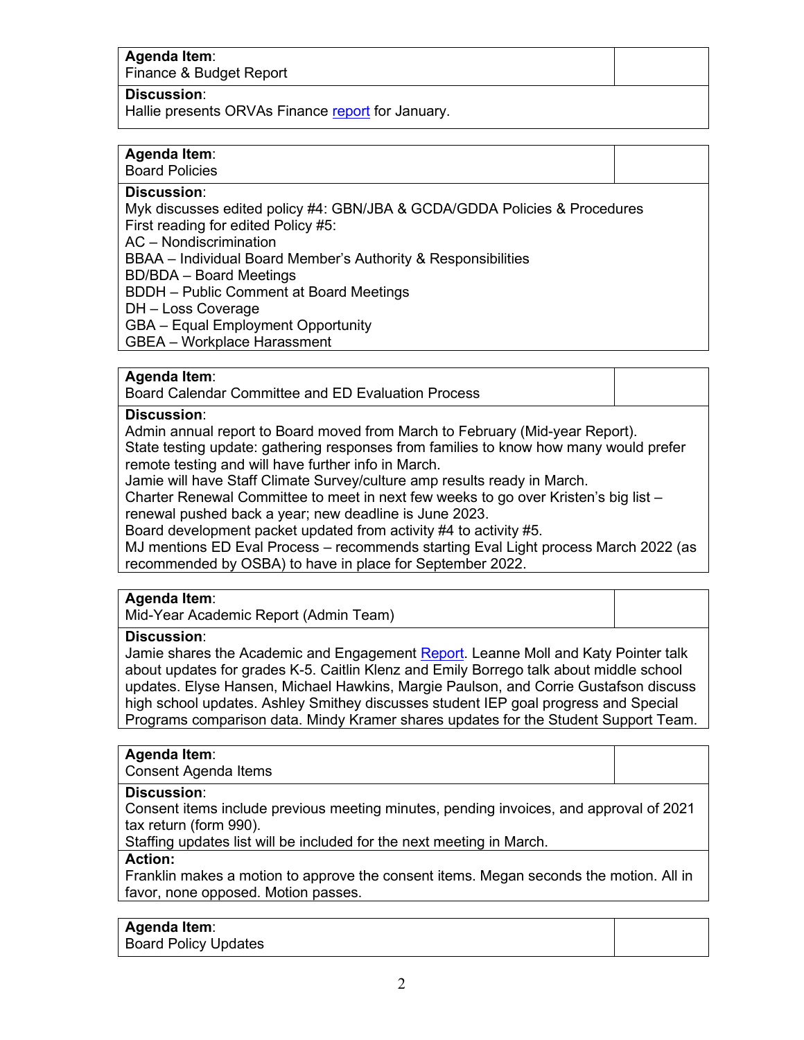**Agenda Item**:
Finance & Budget Report

**Discussion**:
Hallie presents ORVAs Finance report for January.

**Agenda Item**:
Board Policies

**Discussion**:
Myk discusses edited policy #4: GBN/JBA & GCDA/GDDA Policies & Procedures
First reading for edited Policy #5:
AC – Nondiscrimination
BBAA – Individual Board Member's Authority & Responsibilities
BD/BDA – Board Meetings
BDDH – Public Comment at Board Meetings
DH – Loss Coverage
GBA – Equal Employment Opportunity
GBEA – Workplace Harassment

**Agenda Item**:
Board Calendar Committee and ED Evaluation Process

**Discussion**:
Admin annual report to Board moved from March to February (Mid-year Report).
State testing update: gathering responses from families to know how many would prefer remote testing and will have further info in March.
Jamie will have Staff Climate Survey/culture amp results ready in March.
Charter Renewal Committee to meet in next few weeks to go over Kristen's big list – renewal pushed back a year; new deadline is June 2023.
Board development packet updated from activity #4 to activity #5.
MJ mentions ED Eval Process – recommends starting Eval Light process March 2022 (as recommended by OSBA) to have in place for September 2022.

**Agenda Item**:
Mid-Year Academic Report (Admin Team)

**Discussion**:
Jamie shares the Academic and Engagement Report. Leanne Moll and Katy Pointer talk about updates for grades K-5. Caitlin Klenz and Emily Borrego talk about middle school updates. Elyse Hansen, Michael Hawkins, Margie Paulson, and Corrie Gustafson discuss high school updates. Ashley Smithey discusses student IEP goal progress and Special Programs comparison data. Mindy Kramer shares updates for the Student Support Team.

**Agenda Item**:
Consent Agenda Items

**Discussion**:
Consent items include previous meeting minutes, pending invoices, and approval of 2021 tax return (form 990).
Staffing updates list will be included for the next meeting in March.

**Action:**
Franklin makes a motion to approve the consent items. Megan seconds the motion. All in favor, none opposed. Motion passes.

**Agenda Item**:
Board Policy Updates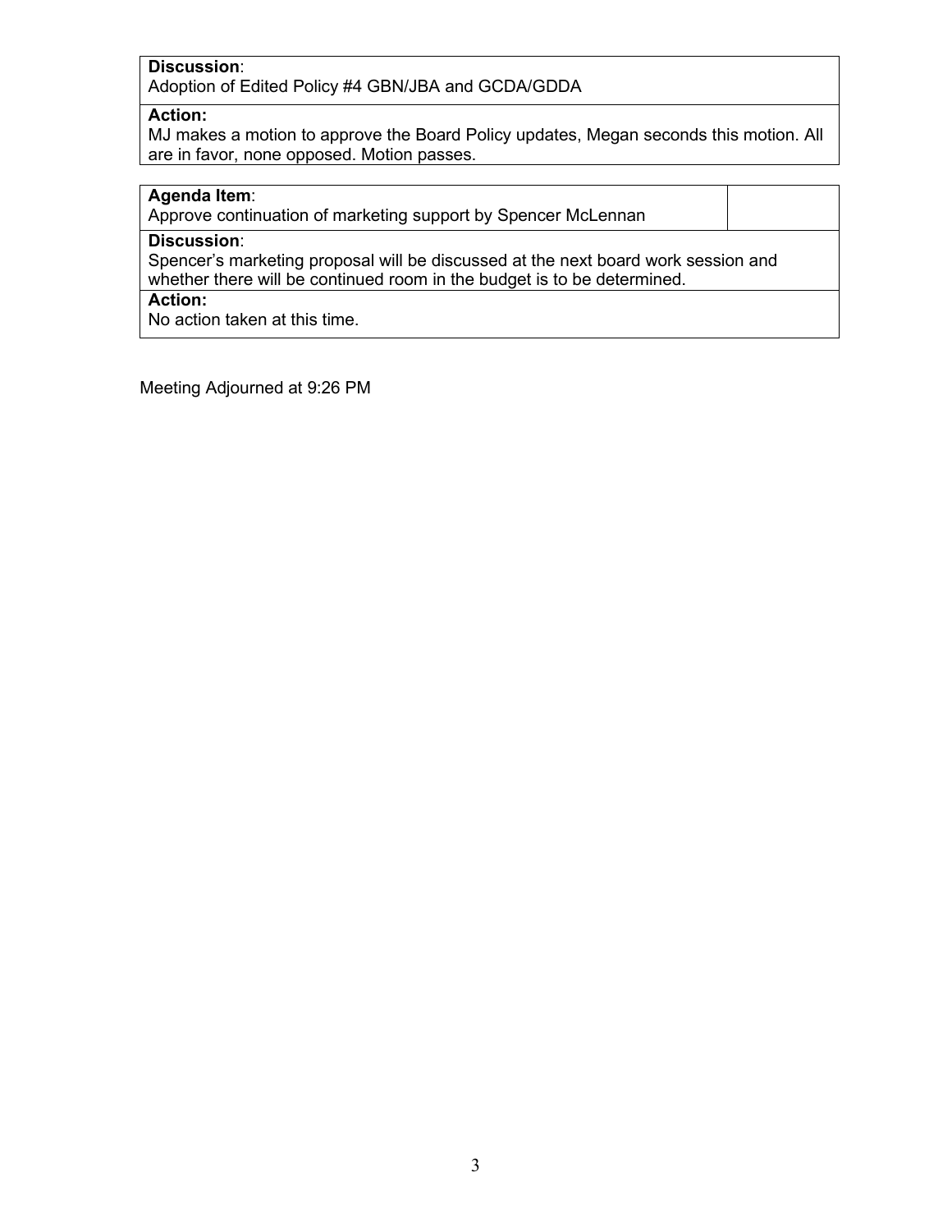**Discussion**:
Adoption of Edited Policy #4 GBN/JBA and GCDA/GDDA

**Action:**
MJ makes a motion to approve the Board Policy updates, Megan seconds this motion. All are in favor, none opposed. Motion passes.

| | |
|---|---|
| **Agenda Item**:<br>Approve continuation of marketing support by Spencer McLennan | |
| **Discussion**:<br>Spencer's marketing proposal will be discussed at the next board work session and whether there will be continued room in the budget is to be determined. | |
| **Action:**<br>No action taken at this time. | |

Meeting Adjourned at 9:26 PM